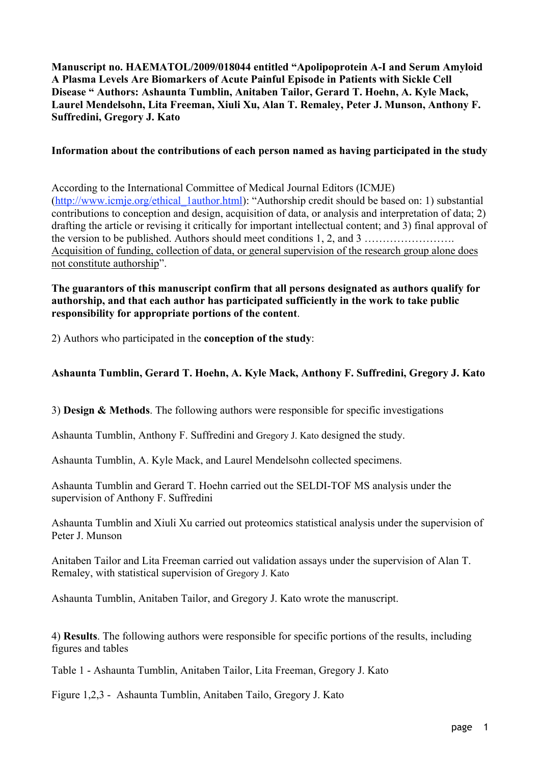**Manuscript no. HAEMATOL/2009/018044 entitled "Apolipoprotein A-I and Serum Amyloid A Plasma Levels Are Biomarkers of Acute Painful Episode in Patients with Sickle Cell Disease " Authors: Ashaunta Tumblin, Anitaben Tailor, Gerard T. Hoehn, A. Kyle Mack, Laurel Mendelsohn, Lita Freeman, Xiuli Xu, Alan T. Remaley, Peter J. Munson, Anthony F. Suffredini, Gregory J. Kato**

**Information about the contributions of each person named as having participated in the study**

According to the International Committee of Medical Journal Editors (ICMJE) (http://www.icmje.org/ethical_1author.html): "Authorship credit should be based on: 1) substantial contributions to conception and design, acquisition of data, or analysis and interpretation of data; 2) drafting the article or revising it critically for important intellectual content; and 3) final approval of the version to be published. Authors should meet conditions 1, 2, and 3 ……………………. Acquisition of funding, collection of data, or general supervision of the research group alone does not constitute authorship".

**The guarantors of this manuscript confirm that all persons designated as authors qualify for authorship, and that each author has participated sufficiently in the work to take public responsibility for appropriate portions of the content**.

2) Authors who participated in the **conception of the study**:

**Ashaunta Tumblin, Gerard T. Hoehn, A. Kyle Mack, Anthony F. Suffredini, Gregory J. Kato**

3) **Design & Methods**. The following authors were responsible for specific investigations

Ashaunta Tumblin, Anthony F. Suffredini and Gregory J. Kato designed the study.

Ashaunta Tumblin, A. Kyle Mack, and Laurel Mendelsohn collected specimens.

Ashaunta Tumblin and Gerard T. Hoehn carried out the SELDI-TOF MS analysis under the supervision of Anthony F. Suffredini

Ashaunta Tumblin and Xiuli Xu carried out proteomics statistical analysis under the supervision of Peter J. Munson

Anitaben Tailor and Lita Freeman carried out validation assays under the supervision of Alan T. Remaley, with statistical supervision of Gregory J. Kato

Ashaunta Tumblin, Anitaben Tailor, and Gregory J. Kato wrote the manuscript.

4) **Results**. The following authors were responsible for specific portions of the results, including figures and tables

Table 1 - Ashaunta Tumblin, Anitaben Tailor, Lita Freeman, Gregory J. Kato

Figure 1,2,3 - Ashaunta Tumblin, Anitaben Tailo, Gregory J. Kato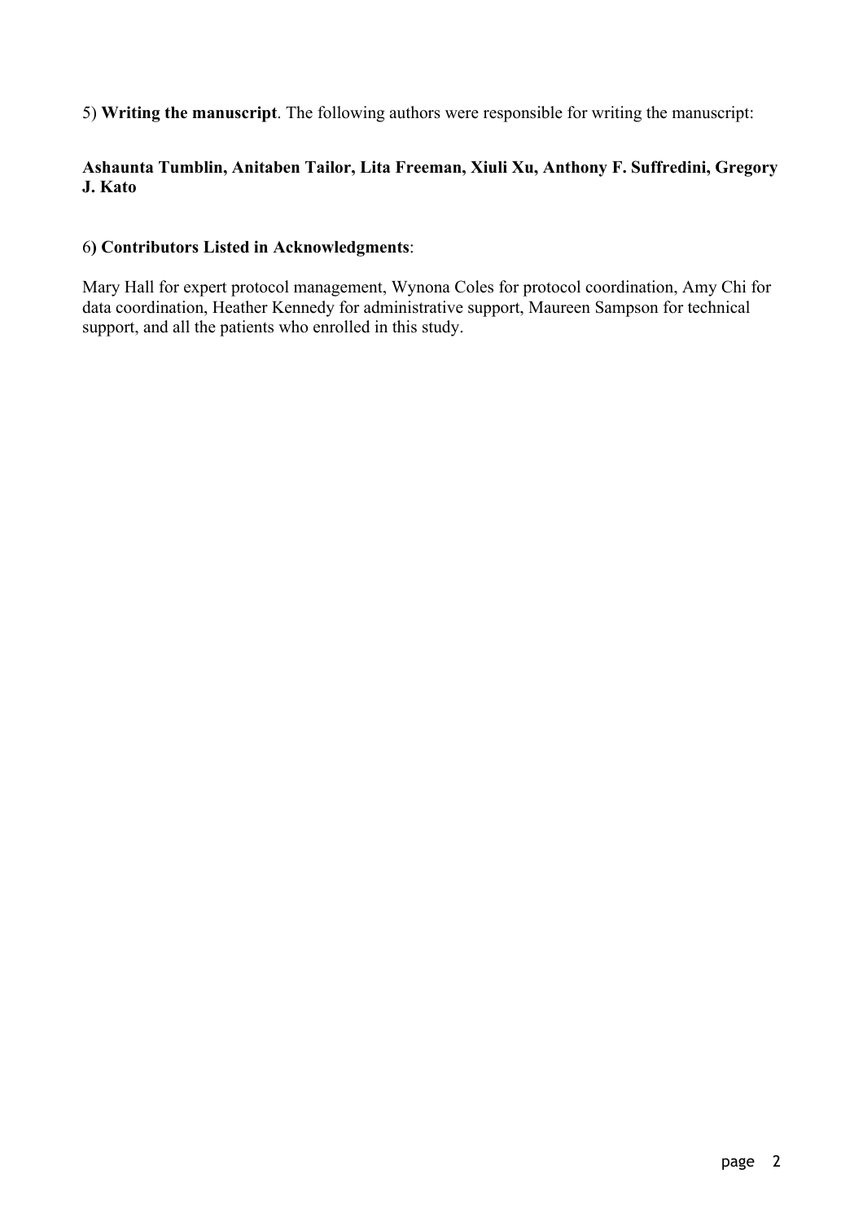5) **Writing the manuscript**. The following authors were responsible for writing the manuscript:

**Ashaunta Tumblin, Anitaben Tailor, Lita Freeman, Xiuli Xu, Anthony F. Suffredini, Gregory J. Kato**

6**) Contributors Listed in Acknowledgments**:

Mary Hall for expert protocol management, Wynona Coles for protocol coordination, Amy Chi for data coordination, Heather Kennedy for administrative support, Maureen Sampson for technical support, and all the patients who enrolled in this study.